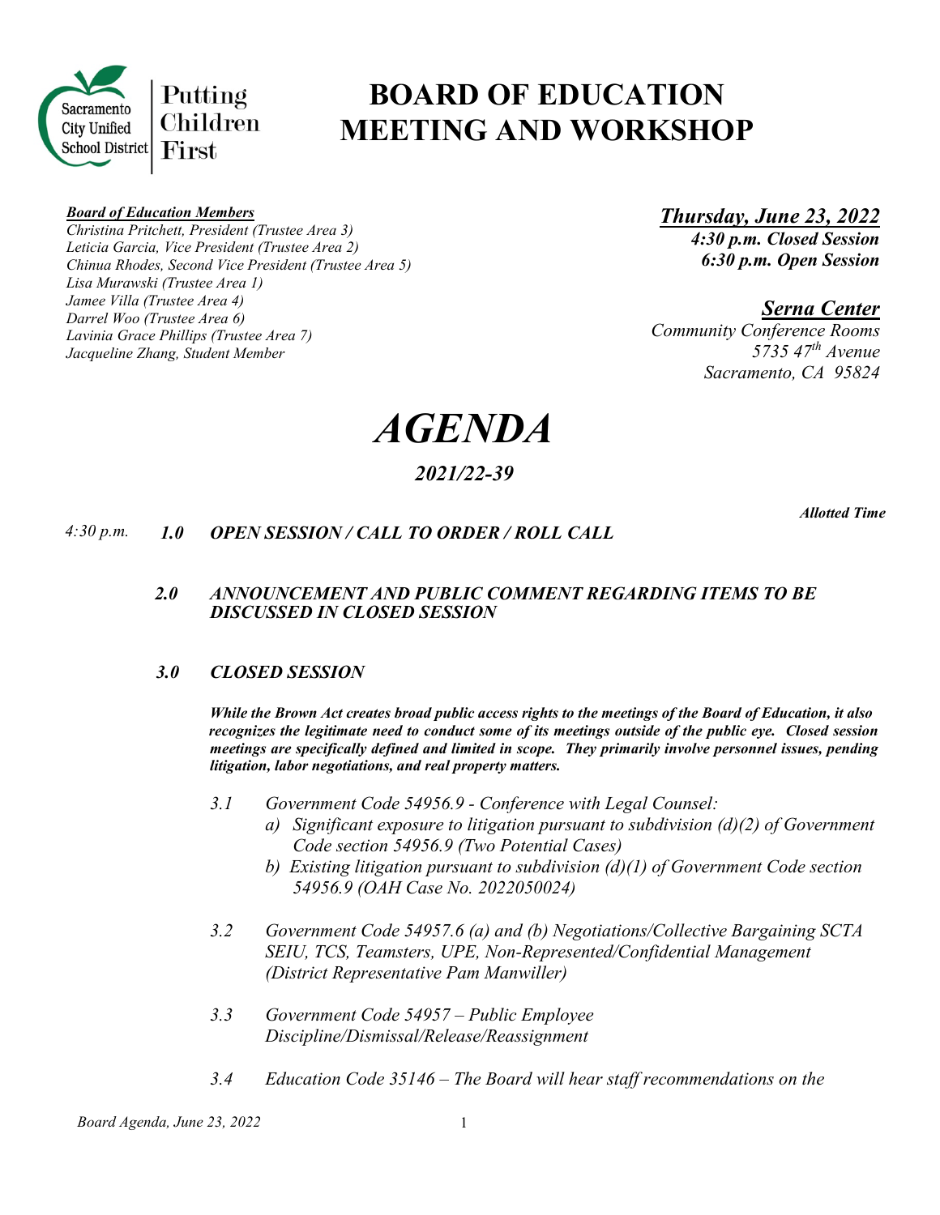Sacramento City Unified School District — Putting Children First

# BOARD OF EDUCATION MEETING AND WORKSHOP

***Board of Education Members***
*Christina Pritchett, President (Trustee Area 3)*
*Leticia Garcia, Vice President (Trustee Area 2)*
*Chinua Rhodes, Second Vice President (Trustee Area 5)*
*Lisa Murawski (Trustee Area 1)*
*Jamee Villa (Trustee Area 4)*
*Darrel Woo (Trustee Area 6)*
*Lavinia Grace Phillips (Trustee Area 7)*
*Jacqueline Zhang, Student Member*

***Thursday, June 23, 2022***
***4:30 p.m. Closed Session***
***6:30 p.m. Open Session***

***Serna Center***
*Community Conference Rooms*
*5735 47th Avenue*
*Sacramento, CA 95824*

# *AGENDA*

## *2021/22-39*

***Allotted Time***

*4:30 p.m.* ***1.0 OPEN SESSION / CALL TO ORDER / ROLL CALL***

***2.0 ANNOUNCEMENT AND PUBLIC COMMENT REGARDING ITEMS TO BE DISCUSSED IN CLOSED SESSION***

***3.0 CLOSED SESSION***

***While the Brown Act creates broad public access rights to the meetings of the Board of Education, it also recognizes the legitimate need to conduct some of its meetings outside of the public eye. Closed session meetings are specifically defined and limited in scope. They primarily involve personnel issues, pending litigation, labor negotiations, and real property matters.***

*3.1 Government Code 54956.9 - Conference with Legal Counsel:*
- *a) Significant exposure to litigation pursuant to subdivision (d)(2) of Government Code section 54956.9 (Two Potential Cases)*
- *b) Existing litigation pursuant to subdivision (d)(1) of Government Code section 54956.9 (OAH Case No. 2022050024)*

*3.2 Government Code 54957.6 (a) and (b) Negotiations/Collective Bargaining SCTA SEIU, TCS, Teamsters, UPE, Non-Represented/Confidential Management (District Representative Pam Manwiller)*

*3.3 Government Code 54957 – Public Employee Discipline/Dismissal/Release/Reassignment*

*3.4 Education Code 35146 – The Board will hear staff recommendations on the*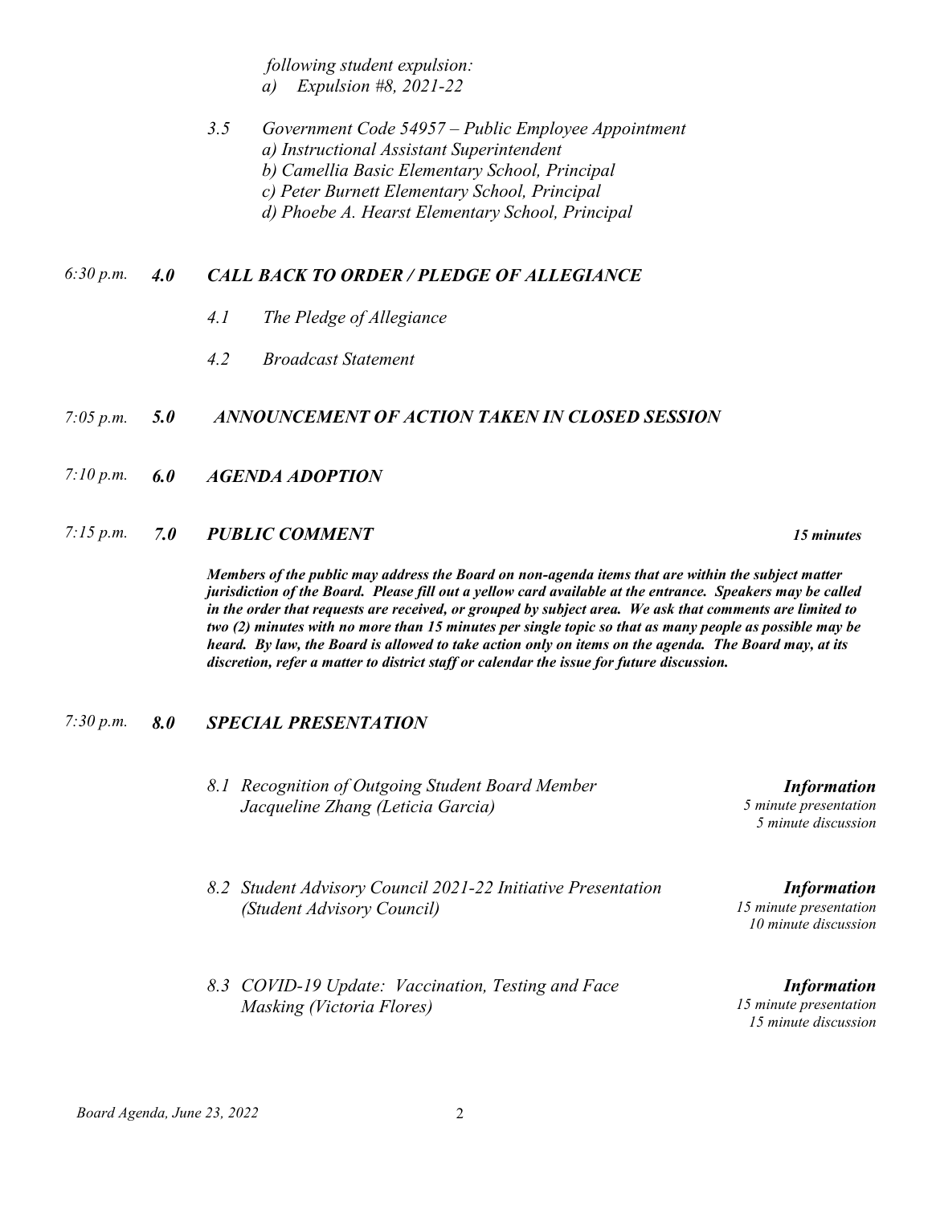*following student expulsion:*
*a) Expulsion #8, 2021-22*

*3.5 Government Code 54957 – Public Employee Appointment*
*a) Instructional Assistant Superintendent*
*b) Camellia Basic Elementary School, Principal*
*c) Peter Burnett Elementary School, Principal*
*d) Phoebe A. Hearst Elementary School, Principal*

*6:30 p.m.* ***4.0 CALL BACK TO ORDER / PLEDGE OF ALLEGIANCE***

*4.1 The Pledge of Allegiance*

*4.2 Broadcast Statement*

*7:05 p.m.* ***5.0 ANNOUNCEMENT OF ACTION TAKEN IN CLOSED SESSION***

*7:10 p.m.* ***6.0 AGENDA ADOPTION***

*7:15 p.m.* ***7.0 PUBLIC COMMENT*** ***15 minutes***

***Members of the public may address the Board on non-agenda items that are within the subject matter jurisdiction of the Board. Please fill out a yellow card available at the entrance. Speakers may be called in the order that requests are received, or grouped by subject area. We ask that comments are limited to two (2) minutes with no more than 15 minutes per single topic so that as many people as possible may be heard. By law, the Board is allowed to take action only on items on the agenda. The Board may, at its discretion, refer a matter to district staff or calendar the issue for future discussion.***

*7:30 p.m.* ***8.0 SPECIAL PRESENTATION***

*8.1 Recognition of Outgoing Student Board Member Jacqueline Zhang (Leticia Garcia)*
***Information***
*5 minute presentation*
*5 minute discussion*

*8.2 Student Advisory Council 2021-22 Initiative Presentation (Student Advisory Council)*
***Information***
*15 minute presentation*
*10 minute discussion*

*8.3 COVID-19 Update: Vaccination, Testing and Face Masking (Victoria Flores)*
***Information***
*15 minute presentation*
*15 minute discussion*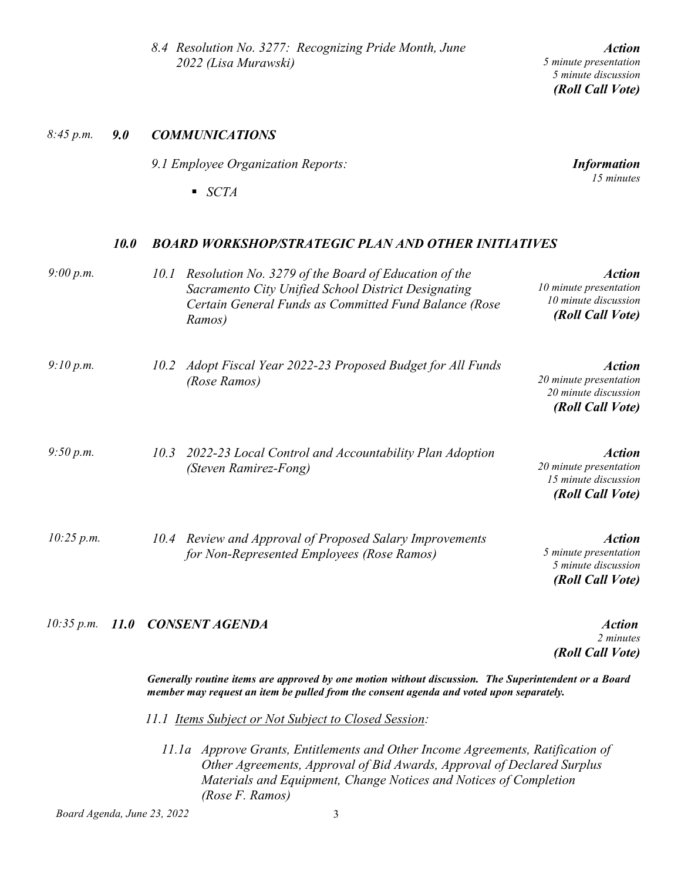*8.4 Resolution No. 3277: Recognizing Pride Month, June 2022 (Lisa Murawski)*

***Action***
*5 minute presentation*
*5 minute discussion*
***(Roll Call Vote)***

*8:45 p.m.* ***9.0 COMMUNICATIONS***

*9.1 Employee Organization Reports:*

***Information***
*15 minutes*

- *SCTA*

***10.0 BOARD WORKSHOP/STRATEGIC PLAN AND OTHER INITIATIVES***

*9:00 p.m.* *10.1 Resolution No. 3279 of the Board of Education of the Sacramento City Unified School District Designating Certain General Funds as Committed Fund Balance (Rose Ramos)*

***Action***
*10 minute presentation*
*10 minute discussion*
***(Roll Call Vote)***

*9:10 p.m.* *10.2 Adopt Fiscal Year 2022-23 Proposed Budget for All Funds (Rose Ramos)*

***Action***
*20 minute presentation*
*20 minute discussion*
***(Roll Call Vote)***

*9:50 p.m.* *10.3 2022-23 Local Control and Accountability Plan Adoption (Steven Ramirez-Fong)*

***Action***
*20 minute presentation*
*15 minute discussion*
***(Roll Call Vote)***

*10:25 p.m.* *10.4 Review and Approval of Proposed Salary Improvements for Non-Represented Employees (Rose Ramos)*

***Action***
*5 minute presentation*
*5 minute discussion*
***(Roll Call Vote)***

*10:35 p.m.* ***11.0 CONSENT AGENDA***

***Action***
*2 minutes*
***(Roll Call Vote)***

***Generally routine items are approved by one motion without discussion. The Superintendent or a Board member may request an item be pulled from the consent agenda and voted upon separately.***

*11.1 Items Subject or Not Subject to Closed Session:*

*11.1a Approve Grants, Entitlements and Other Income Agreements, Ratification of Other Agreements, Approval of Bid Awards, Approval of Declared Surplus Materials and Equipment, Change Notices and Notices of Completion (Rose F. Ramos)*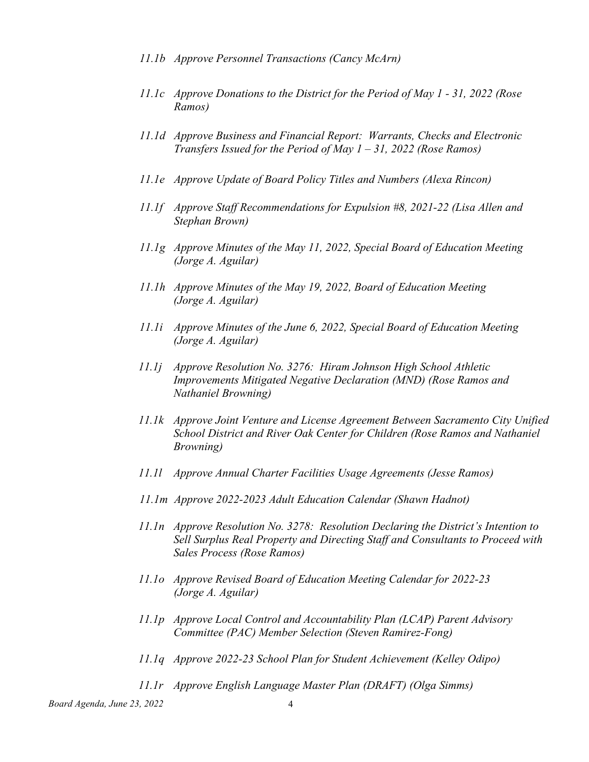*11.1b Approve Personnel Transactions (Cancy McArn)*

*11.1c Approve Donations to the District for the Period of May 1 - 31, 2022 (Rose Ramos)*

*11.1d Approve Business and Financial Report: Warrants, Checks and Electronic Transfers Issued for the Period of May 1 – 31, 2022 (Rose Ramos)*

*11.1e Approve Update of Board Policy Titles and Numbers (Alexa Rincon)*

*11.1f Approve Staff Recommendations for Expulsion #8, 2021-22 (Lisa Allen and Stephan Brown)*

*11.1g Approve Minutes of the May 11, 2022, Special Board of Education Meeting (Jorge A. Aguilar)*

*11.1h Approve Minutes of the May 19, 2022, Board of Education Meeting (Jorge A. Aguilar)*

*11.1i Approve Minutes of the June 6, 2022, Special Board of Education Meeting (Jorge A. Aguilar)*

*11.1j Approve Resolution No. 3276: Hiram Johnson High School Athletic Improvements Mitigated Negative Declaration (MND) (Rose Ramos and Nathaniel Browning)*

*11.1k Approve Joint Venture and License Agreement Between Sacramento City Unified School District and River Oak Center for Children (Rose Ramos and Nathaniel Browning)*

*11.1l Approve Annual Charter Facilities Usage Agreements (Jesse Ramos)*

*11.1m Approve 2022-2023 Adult Education Calendar (Shawn Hadnot)*

*11.1n Approve Resolution No. 3278: Resolution Declaring the District's Intention to Sell Surplus Real Property and Directing Staff and Consultants to Proceed with Sales Process (Rose Ramos)*

*11.1o Approve Revised Board of Education Meeting Calendar for 2022-23 (Jorge A. Aguilar)*

*11.1p Approve Local Control and Accountability Plan (LCAP) Parent Advisory Committee (PAC) Member Selection (Steven Ramirez-Fong)*

*11.1q Approve 2022-23 School Plan for Student Achievement (Kelley Odipo)*

*11.1r Approve English Language Master Plan (DRAFT) (Olga Simms)*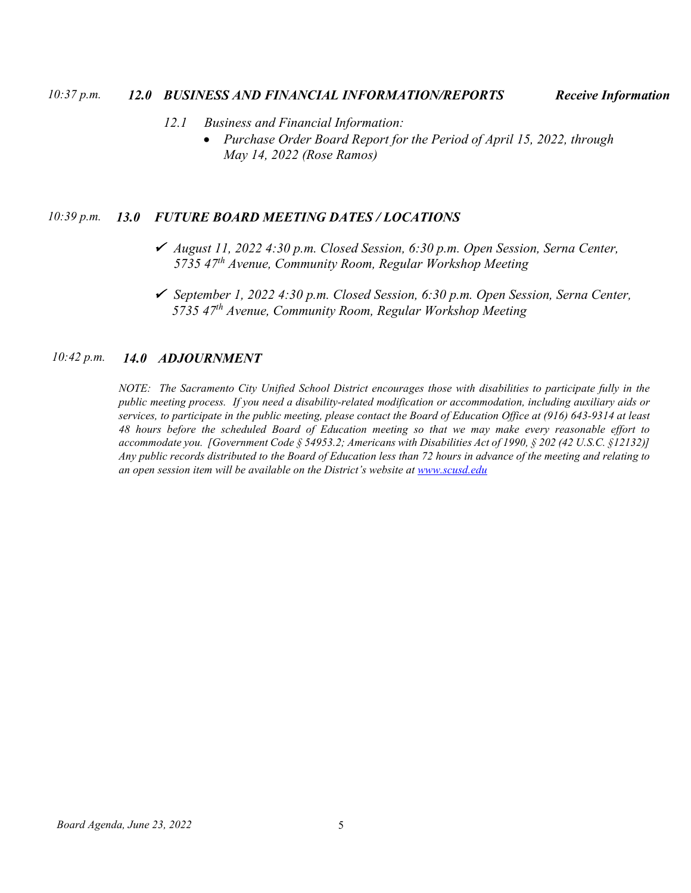*10:37 p.m.* ***12.0 BUSINESS AND FINANCIAL INFORMATION/REPORTS*** ***Receive Information***

*12.1 Business and Financial Information:*

- *Purchase Order Board Report for the Period of April 15, 2022, through May 14, 2022 (Rose Ramos)*

*10:39 p.m.* ***13.0 FUTURE BOARD MEETING DATES / LOCATIONS***

✔ *August 11, 2022 4:30 p.m. Closed Session, 6:30 p.m. Open Session, Serna Center, 5735 47th Avenue, Community Room, Regular Workshop Meeting*

✔ *September 1, 2022 4:30 p.m. Closed Session, 6:30 p.m. Open Session, Serna Center, 5735 47th Avenue, Community Room, Regular Workshop Meeting*

*10:42 p.m.* ***14.0 ADJOURNMENT***

*NOTE: The Sacramento City Unified School District encourages those with disabilities to participate fully in the public meeting process. If you need a disability-related modification or accommodation, including auxiliary aids or services, to participate in the public meeting, please contact the Board of Education Office at (916) 643-9314 at least 48 hours before the scheduled Board of Education meeting so that we may make every reasonable effort to accommodate you. [Government Code § 54953.2; Americans with Disabilities Act of 1990, § 202 (42 U.S.C. §12132)] Any public records distributed to the Board of Education less than 72 hours in advance of the meeting and relating to an open session item will be available on the District's website at [www.scusd.edu](http://www.scusd.edu)*